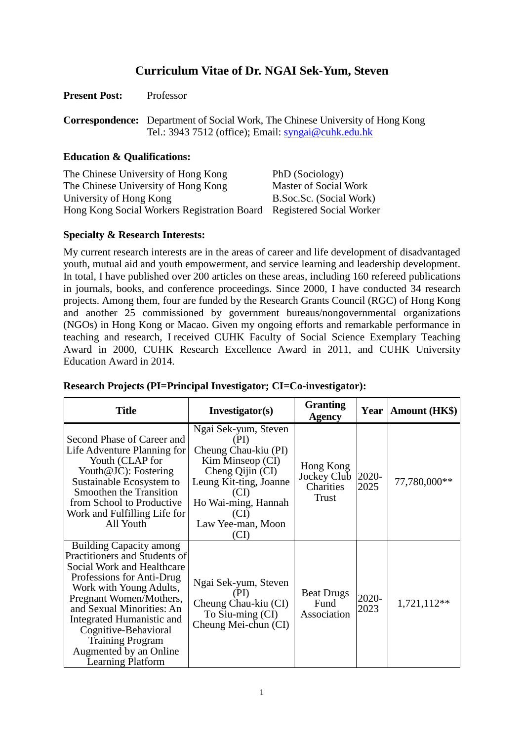# Curriculum Vitae of Dr. NGAI Sek-Yum, Steven

**Present Post:** Professor

**Correspondence:** Department of Social Work, The Chinese University of Hong Kong
Tel.: 3943 7512 (office); Email: syngai@cuhk.edu.hk

**Education & Qualifications:**

| | |
|---|---|
| The Chinese University of Hong Kong | PhD (Sociology) |
| The Chinese University of Hong Kong | Master of Social Work |
| University of Hong Kong | B.Soc.Sc. (Social Work) |
| Hong Kong Social Workers Registration Board | Registered Social Worker |

**Specialty & Research Interests:**

My current research interests are in the areas of career and life development of disadvantaged youth, mutual aid and youth empowerment, and service learning and leadership development. In total, I have published over 200 articles on these areas, including 160 refereed publications in journals, books, and conference proceedings. Since 2000, I have conducted 34 research projects. Among them, four are funded by the Research Grants Council (RGC) of Hong Kong and another 25 commissioned by government bureaus/nongovernmental organizations (NGOs) in Hong Kong or Macao. Given my ongoing efforts and remarkable performance in teaching and research, I received CUHK Faculty of Social Science Exemplary Teaching Award in 2000, CUHK Research Excellence Award in 2011, and CUHK University Education Award in 2014.

**Research Projects (PI=Principal Investigator; CI=Co-investigator):**

| Title | Investigator(s) | Granting Agency | Year | Amount (HK$) |
|---|---|---|---|---|
| Second Phase of Career and Life Adventure Planning for Youth (CLAP for Youth@JC): Fostering Sustainable Ecosystem to Smoothen the Transition from School to Productive Work and Fulfilling Life for All Youth | Ngai Sek-yum, Steven (PI)<br>Cheung Chau-kiu (PI)<br>Kim Minseop (CI)<br>Cheng Qijin (CI)<br>Leung Kit-ting, Joanne (CI)<br>Ho Wai-ming, Hannah (CI)<br>Law Yee-man, Moon (CI) | Hong Kong Jockey Club Charities Trust | 2020-2025 | 77,780,000** |
| Building Capacity among Practitioners and Students of Social Work and Healthcare Professions for Anti-Drug Work with Young Adults, Pregnant Women/Mothers, and Sexual Minorities: An Integrated Humanistic and Cognitive-Behavioral Training Program Augmented by an Online Learning Platform | Ngai Sek-yum, Steven (PI)<br>Cheung Chau-kiu (CI)<br>To Siu-ming (CI)<br>Cheung Mei-chun (CI) | Beat Drugs Fund Association | 2020-2023 | 1,721,112** |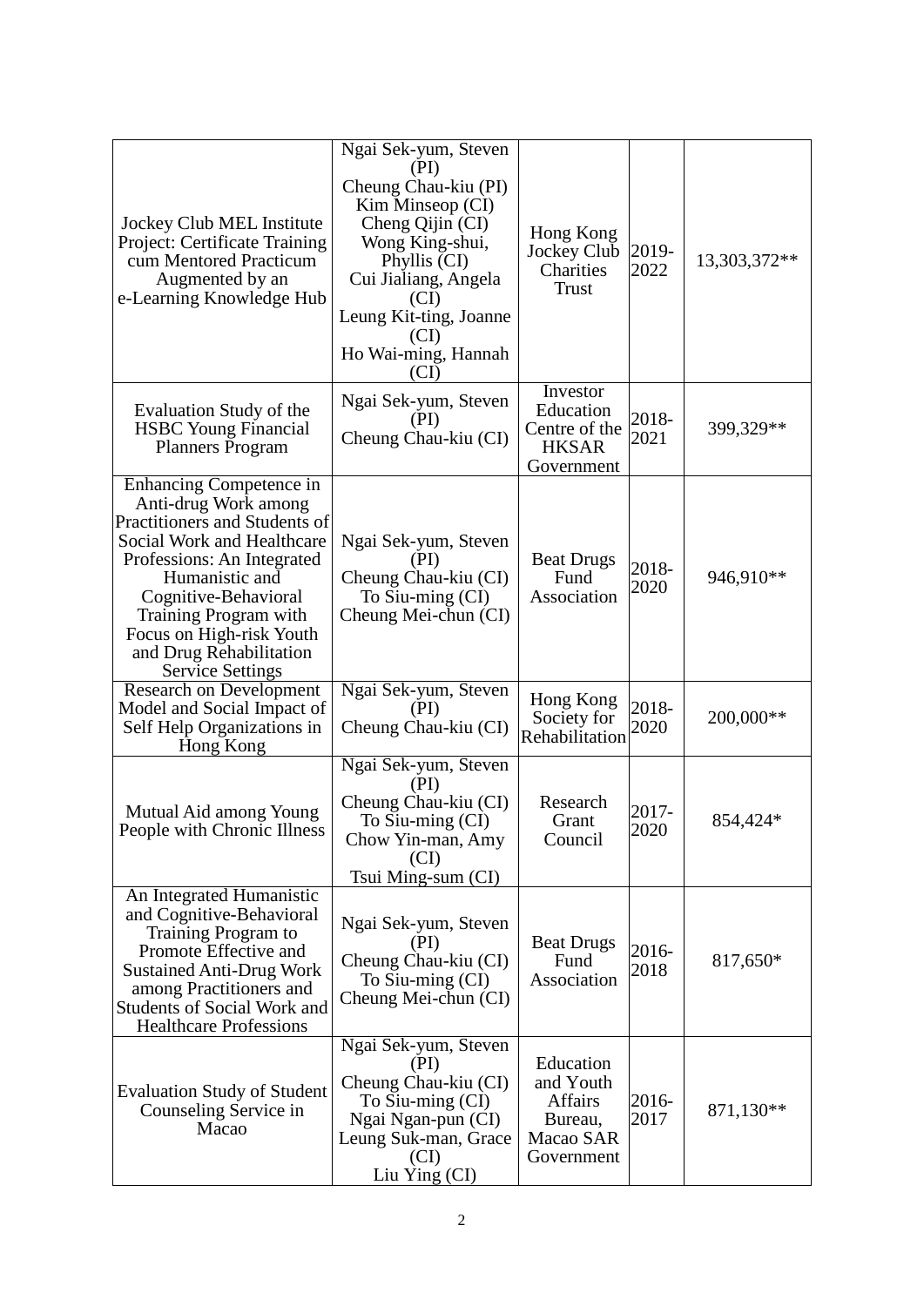| | | | | |
|---|---|---|---|---|
| Jockey Club MEL Institute Project: Certificate Training cum Mentored Practicum Augmented by an e-Learning Knowledge Hub | Ngai Sek-yum, Steven (PI)<br>Cheung Chau-kiu (PI)<br>Kim Minseop (CI)<br>Cheng Qijin (CI)<br>Wong King-shui, Phyllis (CI)<br>Cui Jialiang, Angela (CI)<br>Leung Kit-ting, Joanne (CI)<br>Ho Wai-ming, Hannah (CI) | Hong Kong Jockey Club Charities Trust | 2019-2022 | 13,303,372** |
| Evaluation Study of the HSBC Young Financial Planners Program | Ngai Sek-yum, Steven (PI)<br>Cheung Chau-kiu (CI) | Investor Education Centre of the HKSAR Government | 2018-2021 | 399,329** |
| Enhancing Competence in Anti-drug Work among Practitioners and Students of Social Work and Healthcare Professions: An Integrated Humanistic and Cognitive-Behavioral Training Program with Focus on High-risk Youth and Drug Rehabilitation Service Settings | Ngai Sek-yum, Steven (PI)<br>Cheung Chau-kiu (CI)<br>To Siu-ming (CI)<br>Cheung Mei-chun (CI) | Beat Drugs Fund Association | 2018-2020 | 946,910** |
| Research on Development Model and Social Impact of Self Help Organizations in Hong Kong | Ngai Sek-yum, Steven (PI)<br>Cheung Chau-kiu (CI) | Hong Kong Society for Rehabilitation | 2018-2020 | 200,000** |
| Mutual Aid among Young People with Chronic Illness | Ngai Sek-yum, Steven (PI)<br>Cheung Chau-kiu (CI)<br>To Siu-ming (CI)<br>Chow Yin-man, Amy (CI)<br>Tsui Ming-sum (CI) | Research Grant Council | 2017-2020 | 854,424* |
| An Integrated Humanistic and Cognitive-Behavioral Training Program to Promote Effective and Sustained Anti-Drug Work among Practitioners and Students of Social Work and Healthcare Professions | Ngai Sek-yum, Steven (PI)<br>Cheung Chau-kiu (CI)<br>To Siu-ming (CI)<br>Cheung Mei-chun (CI) | Beat Drugs Fund Association | 2016-2018 | 817,650* |
| Evaluation Study of Student Counseling Service in Macao | Ngai Sek-yum, Steven (PI)<br>Cheung Chau-kiu (CI)<br>To Siu-ming (CI)<br>Ngai Ngan-pun (CI)<br>Leung Suk-man, Grace (CI)<br>Liu Ying (CI) | Education and Youth Affairs Bureau, Macao SAR Government | 2016-2017 | 871,130** |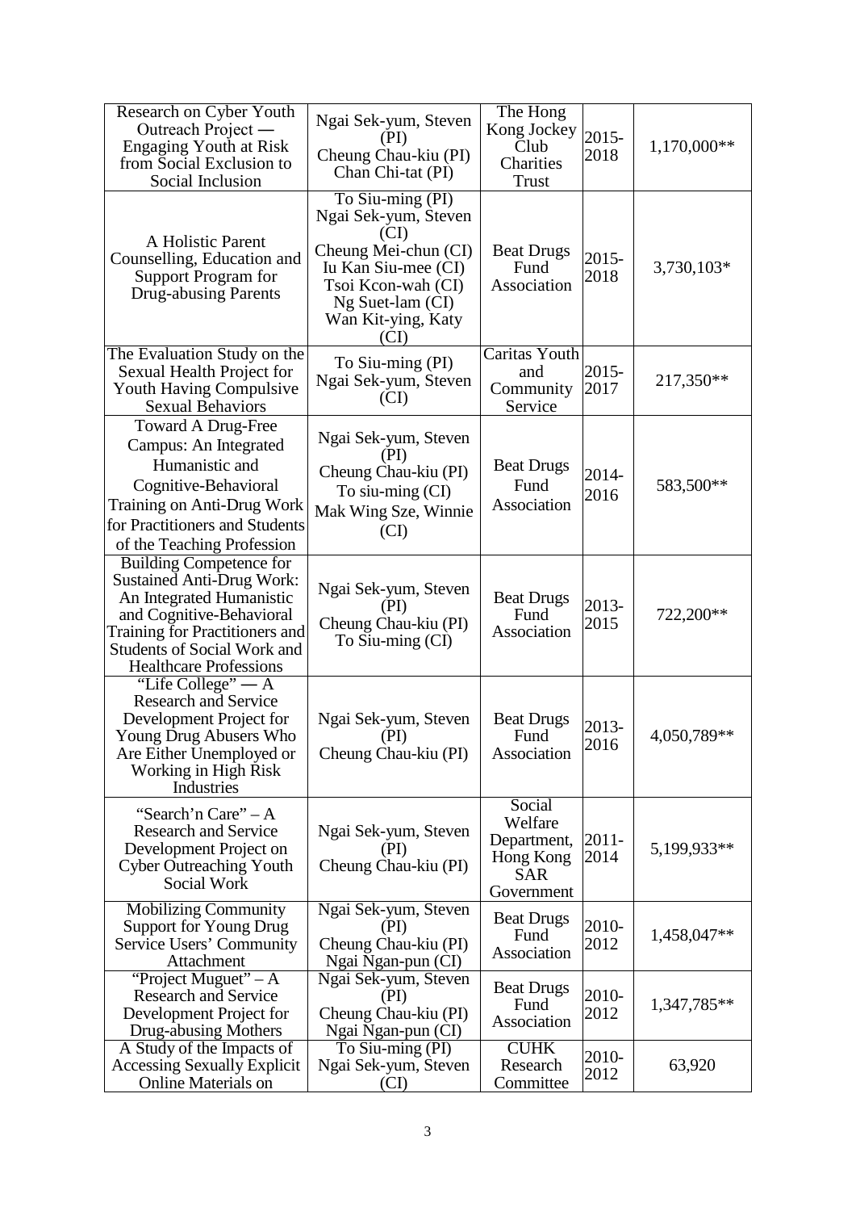| Research on Cyber Youth Outreach Project — Engaging Youth at Risk from Social Exclusion to Social Inclusion | Ngai Sek-yum, Steven (PI)<br>Cheung Chau-kiu (PI)<br>Chan Chi-tat (PI) | The Hong Kong Jockey Club Charities Trust | 2015-2018 | 1,170,000** |
|---|---|---|---|---|
| A Holistic Parent Counselling, Education and Support Program for Drug-abusing Parents | To Siu-ming (PI)<br>Ngai Sek-yum, Steven (CI)<br>Cheung Mei-chun (CI)<br>Iu Kan Siu-mee (CI)<br>Tsoi Kcon-wah (CI)<br>Ng Suet-lam (CI)<br>Wan Kit-ying, Katy (CI) | Beat Drugs Fund Association | 2015-2018 | 3,730,103* |
| The Evaluation Study on the Sexual Health Project for Youth Having Compulsive Sexual Behaviors | To Siu-ming (PI)<br>Ngai Sek-yum, Steven (CI) | Caritas Youth and Community Service | 2015-2017 | 217,350** |
| Toward A Drug-Free Campus: An Integrated Humanistic and Cognitive-Behavioral Training on Anti-Drug Work for Practitioners and Students of the Teaching Profession | Ngai Sek-yum, Steven (PI)<br>Cheung Chau-kiu (PI)<br>To siu-ming (CI)<br>Mak Wing Sze, Winnie (CI) | Beat Drugs Fund Association | 2014-2016 | 583,500** |
| Building Competence for Sustained Anti-Drug Work: An Integrated Humanistic and Cognitive-Behavioral Training for Practitioners and Students of Social Work and Healthcare Professions | Ngai Sek-yum, Steven (PI)<br>Cheung Chau-kiu (PI)<br>To Siu-ming (CI) | Beat Drugs Fund Association | 2013-2015 | 722,200** |
| "Life College" — A Research and Service Development Project for Young Drug Abusers Who Are Either Unemployed or Working in High Risk Industries | Ngai Sek-yum, Steven (PI)<br>Cheung Chau-kiu (PI) | Beat Drugs Fund Association | 2013-2016 | 4,050,789** |
| "Search'n Care" – A Research and Service Development Project on Cyber Outreaching Youth Social Work | Ngai Sek-yum, Steven (PI)<br>Cheung Chau-kiu (PI) | Social Welfare Department, Hong Kong SAR Government | 2011-2014 | 5,199,933** |
| Mobilizing Community Support for Young Drug Service Users' Community Attachment | Ngai Sek-yum, Steven (PI)<br>Cheung Chau-kiu (PI)<br>Ngai Ngan-pun (CI) | Beat Drugs Fund Association | 2010-2012 | 1,458,047** |
| "Project Muguet" – A Research and Service Development Project for Drug-abusing Mothers | Ngai Sek-yum, Steven (PI)<br>Cheung Chau-kiu (PI)<br>Ngai Ngan-pun (CI) | Beat Drugs Fund Association | 2010-2012 | 1,347,785** |
| A Study of the Impacts of Accessing Sexually Explicit Online Materials on | To Siu-ming (PI)<br>Ngai Sek-yum, Steven (CI) | CUHK Research Committee | 2010-2012 | 63,920 |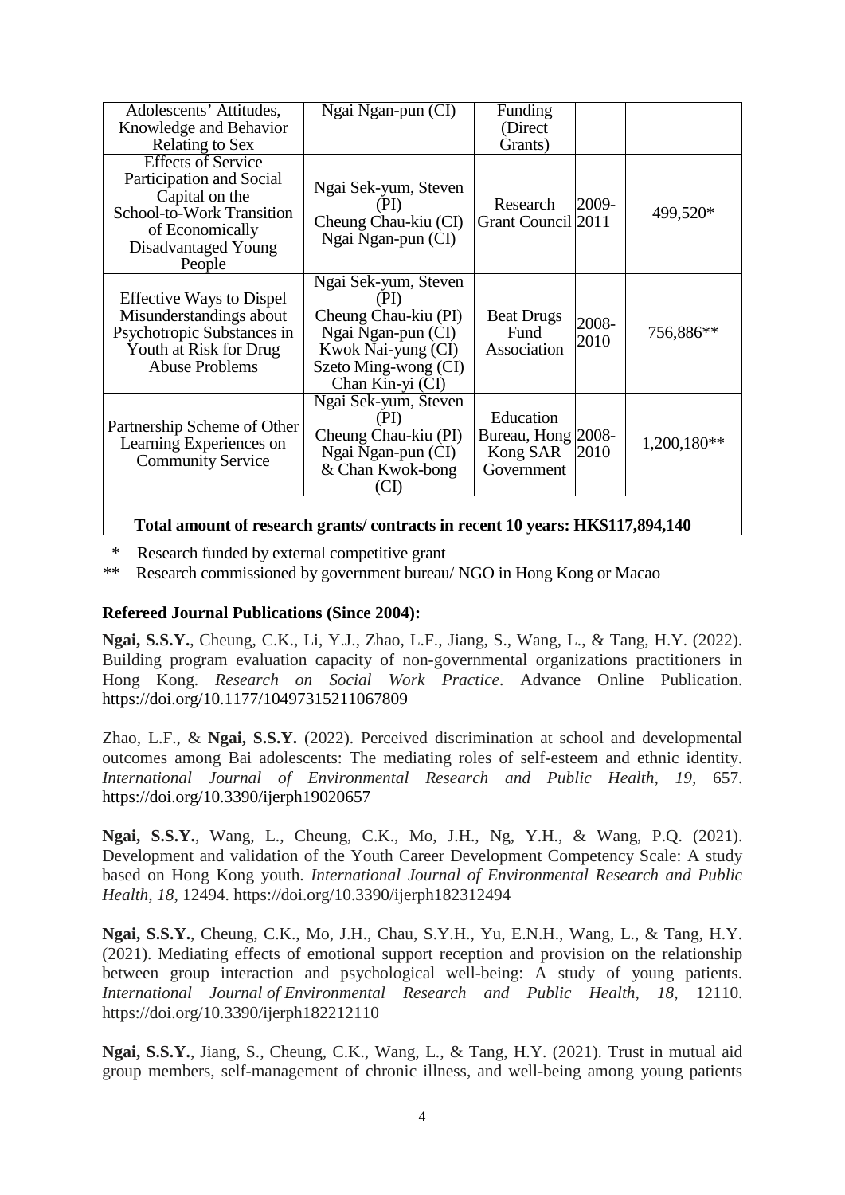| | | | | |
|---|---|---|---|---|
| Adolescents' Attitudes, Knowledge and Behavior Relating to Sex | Ngai Ngan-pun (CI) | Funding (Direct Grants) | | |
| Effects of Service Participation and Social Capital on the School-to-Work Transition of Economically Disadvantaged Young People | Ngai Sek-yum, Steven (PI) Cheung Chau-kiu (CI) Ngai Ngan-pun (CI) | Research Grant Council | 2009-2011 | 499,520* |
| Effective Ways to Dispel Misunderstandings about Psychotropic Substances in Youth at Risk for Drug Abuse Problems | Ngai Sek-yum, Steven (PI) Cheung Chau-kiu (PI) Ngai Ngan-pun (CI) Kwok Nai-yung (CI) Szeto Ming-wong (CI) Chan Kin-yi (CI) | Beat Drugs Fund Association | 2008-2010 | 756,886** |
| Partnership Scheme of Other Learning Experiences on Community Service | Ngai Sek-yum, Steven (PI) Cheung Chau-kiu (PI) Ngai Ngan-pun (CI) & Chan Kwok-bong (CI) | Education Bureau, Hong Kong SAR Government | 2008-2010 | 1,200,180** |
| **Total amount of research grants/ contracts in recent 10 years: HK$117,894,140** | | | | |

\* Research funded by external competitive grant

\*\* Research commissioned by government bureau/ NGO in Hong Kong or Macao

## Refereed Journal Publications (Since 2004):

**Ngai, S.S.Y.**, Cheung, C.K., Li, Y.J., Zhao, L.F., Jiang, S., Wang, L., & Tang, H.Y. (2022). Building program evaluation capacity of non-governmental organizations practitioners in Hong Kong. *Research on Social Work Practice*. Advance Online Publication. https://doi.org/10.1177/10497315211067809

Zhao, L.F., & **Ngai, S.S.Y.** (2022). Perceived discrimination at school and developmental outcomes among Bai adolescents: The mediating roles of self-esteem and ethnic identity. *International Journal of Environmental Research and Public Health, 19,* 657. https://doi.org/10.3390/ijerph19020657

**Ngai, S.S.Y.**, Wang, L., Cheung, C.K., Mo, J.H., Ng, Y.H., & Wang, P.Q. (2021). Development and validation of the Youth Career Development Competency Scale: A study based on Hong Kong youth. *International Journal of Environmental Research and Public Health, 18*, 12494. https://doi.org/10.3390/ijerph182312494

**Ngai, S.S.Y.**, Cheung, C.K., Mo, J.H., Chau, S.Y.H., Yu, E.N.H., Wang, L., & Tang, H.Y. (2021). Mediating effects of emotional support reception and provision on the relationship between group interaction and psychological well-being: A study of young patients. *International Journal of Environmental Research and Public Health, 18*, 12110. https://doi.org/10.3390/ijerph182212110

**Ngai, S.S.Y.**, Jiang, S., Cheung, C.K., Wang, L., & Tang, H.Y. (2021). Trust in mutual aid group members, self-management of chronic illness, and well-being among young patients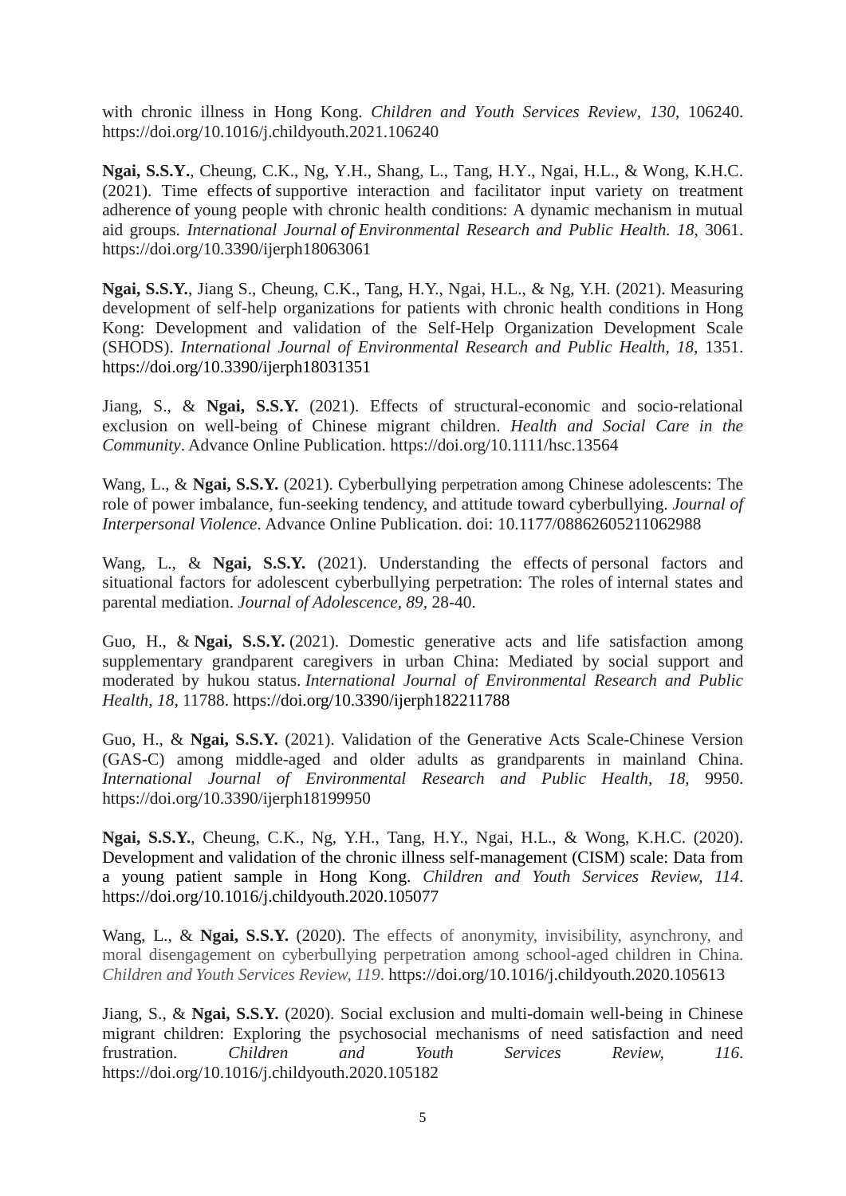with chronic illness in Hong Kong. *Children and Youth Services Review, 130*, 106240. https://doi.org/10.1016/j.childyouth.2021.106240

**Ngai, S.S.Y.**, Cheung, C.K., Ng, Y.H., Shang, L., Tang, H.Y., Ngai, H.L., & Wong, K.H.C. (2021). Time effects of supportive interaction and facilitator input variety on treatment adherence of young people with chronic health conditions: A dynamic mechanism in mutual aid groups. *International Journal of Environmental Research and Public Health. 18*, 3061. https://doi.org/10.3390/ijerph18063061

**Ngai, S.S.Y.**, Jiang S., Cheung, C.K., Tang, H.Y., Ngai, H.L., & Ng, Y.H. (2021). Measuring development of self-help organizations for patients with chronic health conditions in Hong Kong: Development and validation of the Self-Help Organization Development Scale (SHODS). *International Journal of Environmental Research and Public Health, 18*, 1351. https://doi.org/10.3390/ijerph18031351

Jiang, S., & **Ngai, S.S.Y.** (2021). Effects of structural-economic and socio-relational exclusion on well-being of Chinese migrant children. *Health and Social Care in the Community*. Advance Online Publication. https://doi.org/10.1111/hsc.13564

Wang, L., & **Ngai, S.S.Y.** (2021). Cyberbullying perpetration among Chinese adolescents: The role of power imbalance, fun-seeking tendency, and attitude toward cyberbullying. *Journal of Interpersonal Violence*. Advance Online Publication. doi: 10.1177/08862605211062988

Wang, L., & **Ngai, S.S.Y.** (2021). Understanding the effects of personal factors and situational factors for adolescent cyberbullying perpetration: The roles of internal states and parental mediation. *Journal of Adolescence, 89*, 28-40.

Guo, H., & **Ngai, S.S.Y.** (2021). Domestic generative acts and life satisfaction among supplementary grandparent caregivers in urban China: Mediated by social support and moderated by hukou status. *International Journal of Environmental Research and Public Health, 18*, 11788. https://doi.org/10.3390/ijerph182211788

Guo, H., & **Ngai, S.S.Y.** (2021). Validation of the Generative Acts Scale-Chinese Version (GAS-C) among middle-aged and older adults as grandparents in mainland China. *International Journal of Environmental Research and Public Health*, *18*, 9950. https://doi.org/10.3390/ijerph18199950

**Ngai, S.S.Y.**, Cheung, C.K., Ng, Y.H., Tang, H.Y., Ngai, H.L., & Wong, K.H.C. (2020). Development and validation of the chronic illness self-management (CISM) scale: Data from a young patient sample in Hong Kong. *Children and Youth Services Review, 114*. https://doi.org/10.1016/j.childyouth.2020.105077

Wang, L., & **Ngai, S.S.Y.** (2020). The effects of anonymity, invisibility, asynchrony, and moral disengagement on cyberbullying perpetration among school-aged children in China. *Children and Youth Services Review, 119*. https://doi.org/10.1016/j.childyouth.2020.105613

Jiang, S., & **Ngai, S.S.Y.** (2020). Social exclusion and multi-domain well-being in Chinese migrant children: Exploring the psychosocial mechanisms of need satisfaction and need frustration. *Children and Youth Services Review, 116*. https://doi.org/10.1016/j.childyouth.2020.105182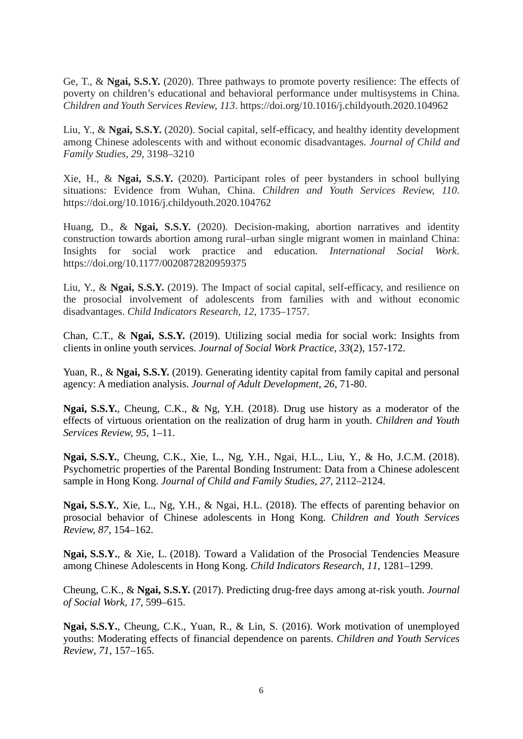Ge, T., & **Ngai, S.S.Y.** (2020). Three pathways to promote poverty resilience: The effects of poverty on children's educational and behavioral performance under multisystems in China. *Children and Youth Services Review, 113*. https://doi.org/10.1016/j.childyouth.2020.104962

Liu, Y., & **Ngai, S.S.Y.** (2020). Social capital, self-efficacy, and healthy identity development among Chinese adolescents with and without economic disadvantages. *Journal of Child and Family Studies, 29*, 3198–3210

Xie, H., & **Ngai, S.S.Y.** (2020). Participant roles of peer bystanders in school bullying situations: Evidence from Wuhan, China. *Children and Youth Services Review, 110*. https://doi.org/10.1016/j.childyouth.2020.104762

Huang, D., & **Ngai, S.S.Y.** (2020). Decision-making, abortion narratives and identity construction towards abortion among rural–urban single migrant women in mainland China: Insights for social work practice and education. *International Social Work*. https://doi.org/10.1177/0020872820959375

Liu, Y., & **Ngai, S.S.Y.** (2019). The Impact of social capital, self-efficacy, and resilience on the prosocial involvement of adolescents from families with and without economic disadvantages. *Child Indicators Research, 12*, 1735–1757.

Chan, C.T., & **Ngai, S.S.Y.** (2019). Utilizing social media for social work: Insights from clients in online youth services. *Journal of Social Work Practice, 33*(2), 157-172.

Yuan, R., & **Ngai, S.S.Y.** (2019). Generating identity capital from family capital and personal agency: A mediation analysis. *Journal of Adult Development, 26*, 71-80.

**Ngai, S.S.Y.**, Cheung, C.K., & Ng, Y.H. (2018). Drug use history as a moderator of the effects of virtuous orientation on the realization of drug harm in youth. *Children and Youth Services Review, 95*, 1–11.

**Ngai, S.S.Y.**, Cheung, C.K., Xie, L., Ng, Y.H., Ngai, H.L., Liu, Y., & Ho, J.C.M. (2018). Psychometric properties of the Parental Bonding Instrument: Data from a Chinese adolescent sample in Hong Kong. *Journal of Child and Family Studies, 27*, 2112–2124.

**Ngai, S.S.Y.**, Xie, L., Ng, Y.H., & Ngai, H.L. (2018). The effects of parenting behavior on prosocial behavior of Chinese adolescents in Hong Kong. *Children and Youth Services Review, 87*, 154–162.

**Ngai, S.S.Y.**, & Xie, L. (2018). Toward a Validation of the Prosocial Tendencies Measure among Chinese Adolescents in Hong Kong. *Child Indicators Research, 11*, 1281–1299.

Cheung, C.K., & **Ngai, S.S.Y.** (2017). Predicting drug-free days among at-risk youth. *Journal of Social Work, 17*, 599–615.

**Ngai, S.S.Y.**, Cheung, C.K., Yuan, R., & Lin, S. (2016). Work motivation of unemployed youths: Moderating effects of financial dependence on parents. *Children and Youth Services Review, 71*, 157–165.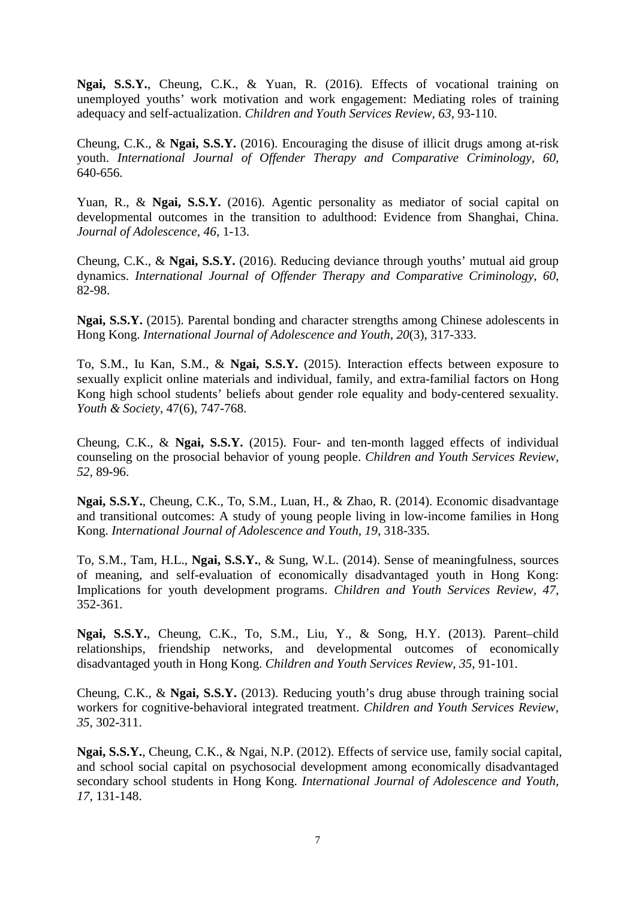**Ngai, S.S.Y.**, Cheung, C.K., & Yuan, R. (2016). Effects of vocational training on unemployed youths' work motivation and work engagement: Mediating roles of training adequacy and self-actualization. *Children and Youth Services Review, 63*, 93-110.

Cheung, C.K., & **Ngai, S.S.Y.** (2016). Encouraging the disuse of illicit drugs among at-risk youth. *International Journal of Offender Therapy and Comparative Criminology, 60*, 640-656.

Yuan, R., & **Ngai, S.S.Y.** (2016). Agentic personality as mediator of social capital on developmental outcomes in the transition to adulthood: Evidence from Shanghai, China. *Journal of Adolescence, 46*, 1-13.

Cheung, C.K., & **Ngai, S.S.Y.** (2016). Reducing deviance through youths' mutual aid group dynamics. *International Journal of Offender Therapy and Comparative Criminology, 60*, 82-98.

**Ngai, S.S.Y.** (2015). Parental bonding and character strengths among Chinese adolescents in Hong Kong. *International Journal of Adolescence and Youth, 20*(3), 317-333.

To, S.M., Iu Kan, S.M., & **Ngai, S.S.Y.** (2015). Interaction effects between exposure to sexually explicit online materials and individual, family, and extra-familial factors on Hong Kong high school students' beliefs about gender role equality and body-centered sexuality. *Youth & Society*, 47(6), 747-768.

Cheung, C.K., & **Ngai, S.S.Y.** (2015). Four- and ten-month lagged effects of individual counseling on the prosocial behavior of young people. *Children and Youth Services Review, 52*, 89-96.

**Ngai, S.S.Y.**, Cheung, C.K., To, S.M., Luan, H., & Zhao, R. (2014). Economic disadvantage and transitional outcomes: A study of young people living in low-income families in Hong Kong. *International Journal of Adolescence and Youth, 19*, 318-335.

To, S.M., Tam, H.L., **Ngai, S.S.Y.**, & Sung, W.L. (2014). Sense of meaningfulness, sources of meaning, and self-evaluation of economically disadvantaged youth in Hong Kong: Implications for youth development programs. *Children and Youth Services Review, 47*, 352-361.

**Ngai, S.S.Y.**, Cheung, C.K., To, S.M., Liu, Y., & Song, H.Y. (2013). Parent–child relationships, friendship networks, and developmental outcomes of economically disadvantaged youth in Hong Kong. *Children and Youth Services Review, 35*, 91-101.

Cheung, C.K., & **Ngai, S.S.Y.** (2013). Reducing youth's drug abuse through training social workers for cognitive-behavioral integrated treatment. *Children and Youth Services Review, 35*, 302-311.

**Ngai, S.S.Y.**, Cheung, C.K., & Ngai, N.P. (2012). Effects of service use, family social capital, and school social capital on psychosocial development among economically disadvantaged secondary school students in Hong Kong. *International Journal of Adolescence and Youth, 17*, 131-148.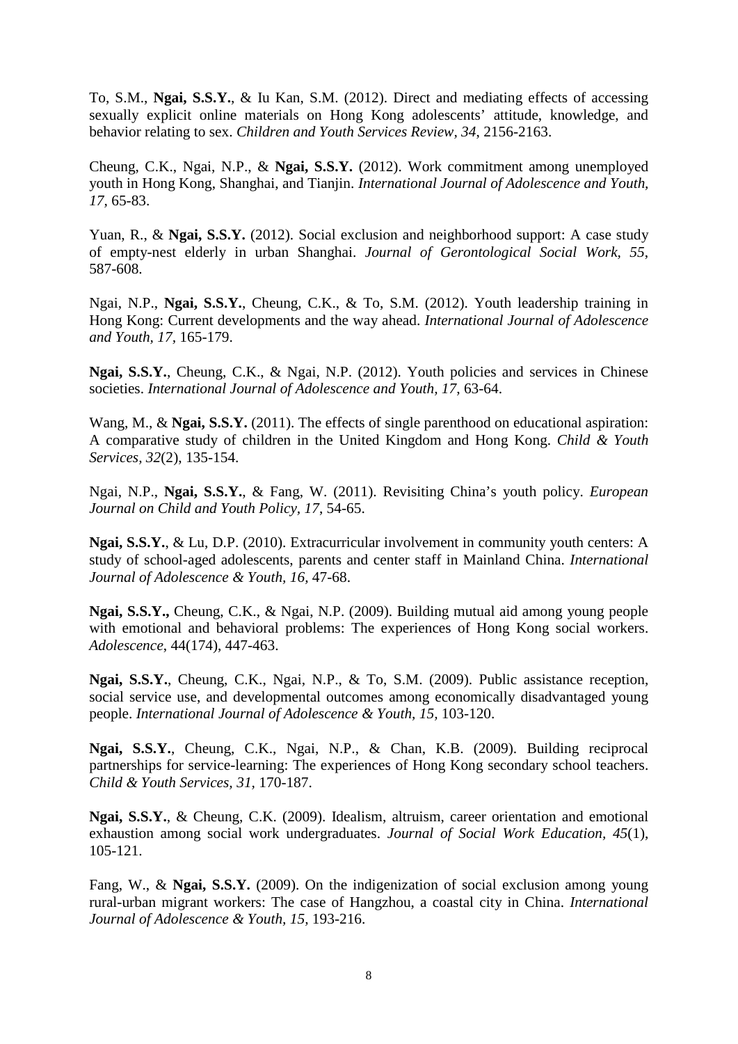To, S.M., **Ngai, S.S.Y.**, & Iu Kan, S.M. (2012). Direct and mediating effects of accessing sexually explicit online materials on Hong Kong adolescents' attitude, knowledge, and behavior relating to sex. *Children and Youth Services Review, 34*, 2156-2163.

Cheung, C.K., Ngai, N.P., & **Ngai, S.S.Y.** (2012). Work commitment among unemployed youth in Hong Kong, Shanghai, and Tianjin. *International Journal of Adolescence and Youth, 17*, 65-83.

Yuan, R., & **Ngai, S.S.Y.** (2012). Social exclusion and neighborhood support: A case study of empty-nest elderly in urban Shanghai. *Journal of Gerontological Social Work, 55*, 587-608.

Ngai, N.P., **Ngai, S.S.Y.**, Cheung, C.K., & To, S.M. (2012). Youth leadership training in Hong Kong: Current developments and the way ahead. *International Journal of Adolescence and Youth, 17*, 165-179.

**Ngai, S.S.Y.**, Cheung, C.K., & Ngai, N.P. (2012). Youth policies and services in Chinese societies. *International Journal of Adolescence and Youth, 17*, 63-64.

Wang, M., & **Ngai, S.S.Y.** (2011). The effects of single parenthood on educational aspiration: A comparative study of children in the United Kingdom and Hong Kong. *Child & Youth Services, 32*(2), 135-154.

Ngai, N.P., **Ngai, S.S.Y.**, & Fang, W. (2011). Revisiting China's youth policy. *European Journal on Child and Youth Policy, 17*, 54-65.

**Ngai, S.S.Y.**, & Lu, D.P. (2010). Extracurricular involvement in community youth centers: A study of school-aged adolescents, parents and center staff in Mainland China. *International Journal of Adolescence & Youth, 16*, 47-68.

**Ngai, S.S.Y.,** Cheung, C.K., & Ngai, N.P. (2009). Building mutual aid among young people with emotional and behavioral problems: The experiences of Hong Kong social workers. *Adolescence*, 44(174), 447-463.

**Ngai, S.S.Y.**, Cheung, C.K., Ngai, N.P., & To, S.M. (2009). Public assistance reception, social service use, and developmental outcomes among economically disadvantaged young people. *International Journal of Adolescence & Youth, 15*, 103-120.

**Ngai, S.S.Y.**, Cheung, C.K., Ngai, N.P., & Chan, K.B. (2009). Building reciprocal partnerships for service-learning: The experiences of Hong Kong secondary school teachers. *Child & Youth Services, 31*, 170-187.

**Ngai, S.S.Y.**, & Cheung, C.K. (2009). Idealism, altruism, career orientation and emotional exhaustion among social work undergraduates. *Journal of Social Work Education, 45*(1), 105-121.

Fang, W., & **Ngai, S.S.Y.** (2009). On the indigenization of social exclusion among young rural-urban migrant workers: The case of Hangzhou, a coastal city in China. *International Journal of Adolescence & Youth, 15*, 193-216.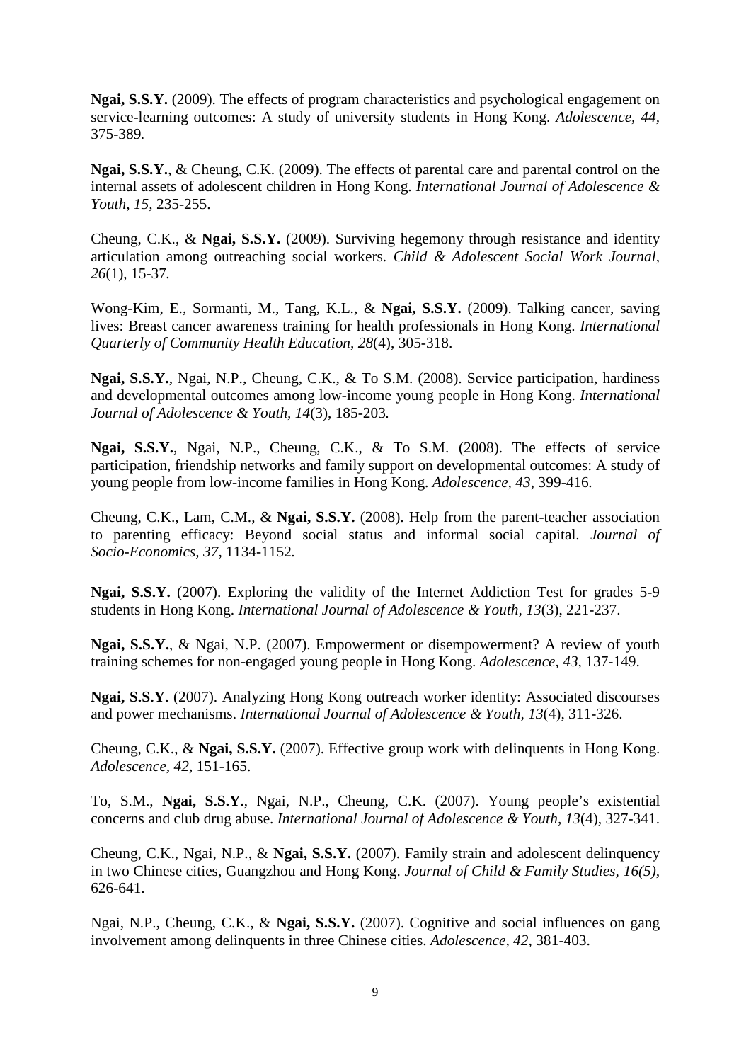**Ngai, S.S.Y.** (2009). The effects of program characteristics and psychological engagement on service-learning outcomes: A study of university students in Hong Kong. *Adolescence, 44,* 375-389*.*

**Ngai, S.S.Y.**, & Cheung, C.K. (2009). The effects of parental care and parental control on the internal assets of adolescent children in Hong Kong. *International Journal of Adolescence & Youth, 15,* 235-255.

Cheung, C.K., & **Ngai, S.S.Y.** (2009). Surviving hegemony through resistance and identity articulation among outreaching social workers. *Child & Adolescent Social Work Journal, 26*(1), 15-37*.*

Wong-Kim, E., Sormanti, M., Tang, K.L., & **Ngai, S.S.Y.** (2009). Talking cancer, saving lives: Breast cancer awareness training for health professionals in Hong Kong. *International Quarterly of Community Health Education, 28*(4), 305-318.

**Ngai, S.S.Y.**, Ngai, N.P., Cheung, C.K., & To S.M. (2008). Service participation, hardiness and developmental outcomes among low-income young people in Hong Kong. *International Journal of Adolescence & Youth, 14*(3), 185-203*.*

**Ngai, S.S.Y.**, Ngai, N.P., Cheung, C.K., & To S.M. (2008). The effects of service participation, friendship networks and family support on developmental outcomes: A study of young people from low-income families in Hong Kong. *Adolescence, 43,* 399-416*.*

Cheung, C.K., Lam, C.M., & **Ngai, S.S.Y.** (2008). Help from the parent-teacher association to parenting efficacy: Beyond social status and informal social capital. *Journal of Socio-Economics, 37,* 1134-1152*.*

**Ngai, S.S.Y.** (2007). Exploring the validity of the Internet Addiction Test for grades 5-9 students in Hong Kong. *International Journal of Adolescence & Youth, 13*(3)*,* 221-237.

**Ngai, S.S.Y.**, & Ngai, N.P. (2007). Empowerment or disempowerment? A review of youth training schemes for non-engaged young people in Hong Kong. *Adolescence*, *43,* 137-149.

**Ngai, S.S.Y.** (2007). Analyzing Hong Kong outreach worker identity: Associated discourses and power mechanisms. *International Journal of Adolescence & Youth*, *13*(4), 311-326.

Cheung, C.K., & **Ngai, S.S.Y.** (2007). Effective group work with delinquents in Hong Kong. *Adolescence, 42,* 151-165.

To, S.M., **Ngai, S.S.Y.**, Ngai, N.P., Cheung, C.K. (2007). Young people's existential concerns and club drug abuse. *International Journal of Adolescence & Youth, 13*(4), 327-341.

Cheung, C.K., Ngai, N.P., & **Ngai, S.S.Y.** (2007). Family strain and adolescent delinquency in two Chinese cities, Guangzhou and Hong Kong. *Journal of Child & Family Studies, 16(5),* 626-641.

Ngai, N.P., Cheung, C.K., & **Ngai, S.S.Y.** (2007). Cognitive and social influences on gang involvement among delinquents in three Chinese cities. *Adolescence, 42,* 381-403.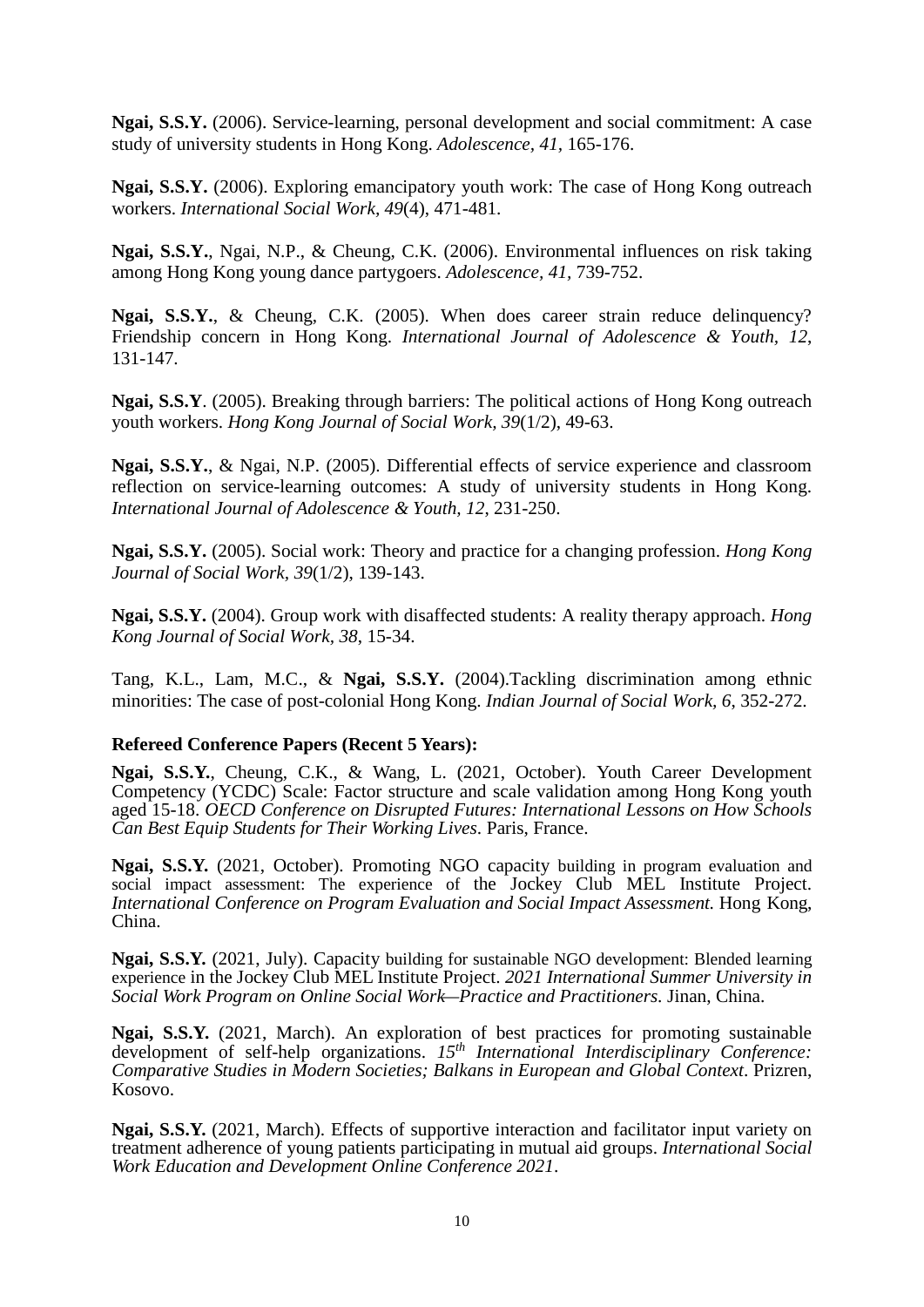**Ngai, S.S.Y.** (2006). Service-learning, personal development and social commitment: A case study of university students in Hong Kong. *Adolescence, 41*, 165-176.

**Ngai, S.S.Y.** (2006). Exploring emancipatory youth work: The case of Hong Kong outreach workers. *International Social Work, 49*(4), 471-481.

**Ngai, S.S.Y.**, Ngai, N.P., & Cheung, C.K. (2006). Environmental influences on risk taking among Hong Kong young dance partygoers. *Adolescence, 41,* 739-752.

**Ngai, S.S.Y.**, & Cheung, C.K. (2005). When does career strain reduce delinquency? Friendship concern in Hong Kong. *International Journal of Adolescence & Youth, 12*, 131-147.

**Ngai, S.S.Y**. (2005). Breaking through barriers: The political actions of Hong Kong outreach youth workers. *Hong Kong Journal of Social Work, 39*(1/2), 49-63.

**Ngai, S.S.Y.**, & Ngai, N.P. (2005). Differential effects of service experience and classroom reflection on service-learning outcomes: A study of university students in Hong Kong. *International Journal of Adolescence & Youth, 12*, 231-250.

**Ngai, S.S.Y.** (2005). Social work: Theory and practice for a changing profession. *Hong Kong Journal of Social Work, 39*(1/2), 139-143.

**Ngai, S.S.Y.** (2004). Group work with disaffected students: A reality therapy approach. *Hong Kong Journal of Social Work, 38*, 15-34.

Tang, K.L., Lam, M.C., & **Ngai, S.S.Y.** (2004).Tackling discrimination among ethnic minorities: The case of post-colonial Hong Kong. *Indian Journal of Social Work, 6*, 352-272.

**Refereed Conference Papers (Recent 5 Years):**

**Ngai, S.S.Y.**, Cheung, C.K., & Wang, L. (2021, October). Youth Career Development Competency (YCDC) Scale: Factor structure and scale validation among Hong Kong youth aged 15-18. *OECD Conference on Disrupted Futures: International Lessons on How Schools Can Best Equip Students for Their Working Lives*. Paris, France.

**Ngai, S.S.Y.** (2021, October). Promoting NGO capacity building in program evaluation and social impact assessment: The experience of the Jockey Club MEL Institute Project. *International Conference on Program Evaluation and Social Impact Assessment.* Hong Kong, China.

**Ngai, S.S.Y.** (2021, July). Capacity building for sustainable NGO development: Blended learning experience in the Jockey Club MEL Institute Project. *2021 International Summer University in Social Work Program on Online Social Work—Practice and Practitioners.* Jinan, China.

**Ngai, S.S.Y.** (2021, March). An exploration of best practices for promoting sustainable development of self-help organizations. *15th International Interdisciplinary Conference: Comparative Studies in Modern Societies; Balkans in European and Global Context*. Prizren, Kosovo.

**Ngai, S.S.Y.** (2021, March). Effects of supportive interaction and facilitator input variety on treatment adherence of young patients participating in mutual aid groups. *International Social Work Education and Development Online Conference 2021*.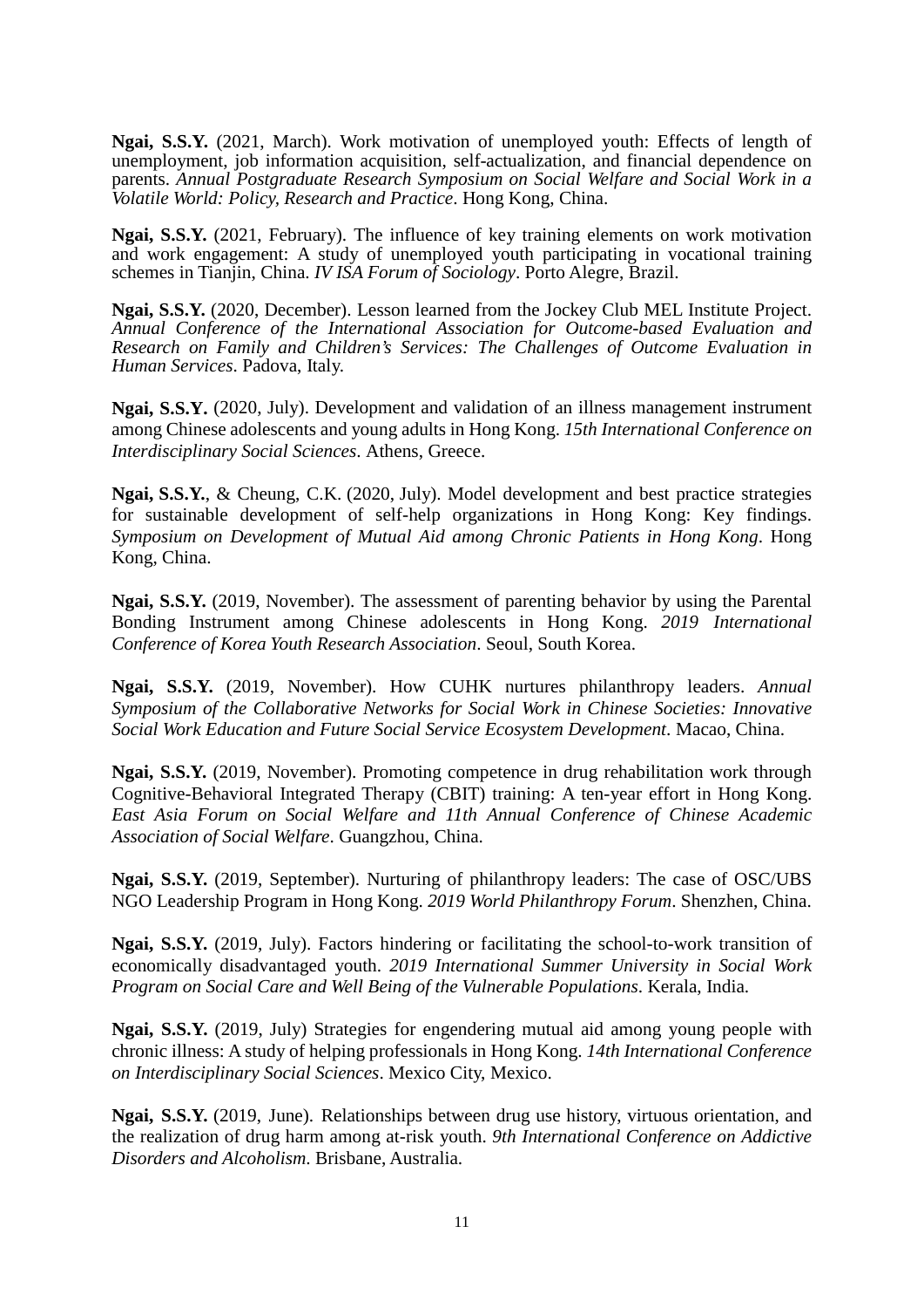**Ngai, S.S.Y.** (2021, March). Work motivation of unemployed youth: Effects of length of unemployment, job information acquisition, self-actualization, and financial dependence on parents. *Annual Postgraduate Research Symposium on Social Welfare and Social Work in a Volatile World: Policy, Research and Practice*. Hong Kong, China.

**Ngai, S.S.Y.** (2021, February). The influence of key training elements on work motivation and work engagement: A study of unemployed youth participating in vocational training schemes in Tianjin, China. *IV ISA Forum of Sociology*. Porto Alegre, Brazil.

**Ngai, S.S.Y.** (2020, December). Lesson learned from the Jockey Club MEL Institute Project. *Annual Conference of the International Association for Outcome-based Evaluation and Research on Family and Children's Services: The Challenges of Outcome Evaluation in Human Services*. Padova, Italy.

**Ngai, S.S.Y.** (2020, July). Development and validation of an illness management instrument among Chinese adolescents and young adults in Hong Kong. *15th International Conference on Interdisciplinary Social Sciences*. Athens, Greece.

**Ngai, S.S.Y.**, & Cheung, C.K. (2020, July). Model development and best practice strategies for sustainable development of self-help organizations in Hong Kong: Key findings. *Symposium on Development of Mutual Aid among Chronic Patients in Hong Kong*. Hong Kong, China.

**Ngai, S.S.Y.** (2019, November). The assessment of parenting behavior by using the Parental Bonding Instrument among Chinese adolescents in Hong Kong. *2019 International Conference of Korea Youth Research Association*. Seoul, South Korea.

**Ngai, S.S.Y.** (2019, November). How CUHK nurtures philanthropy leaders. *Annual Symposium of the Collaborative Networks for Social Work in Chinese Societies: Innovative Social Work Education and Future Social Service Ecosystem Development*. Macao, China.

**Ngai, S.S.Y.** (2019, November). Promoting competence in drug rehabilitation work through Cognitive-Behavioral Integrated Therapy (CBIT) training: A ten-year effort in Hong Kong. *East Asia Forum on Social Welfare and 11th Annual Conference of Chinese Academic Association of Social Welfare*. Guangzhou, China.

**Ngai, S.S.Y.** (2019, September). Nurturing of philanthropy leaders: The case of OSC/UBS NGO Leadership Program in Hong Kong. *2019 World Philanthropy Forum*. Shenzhen, China.

**Ngai, S.S.Y.** (2019, July). Factors hindering or facilitating the school-to-work transition of economically disadvantaged youth. *2019 International Summer University in Social Work Program on Social Care and Well Being of the Vulnerable Populations*. Kerala, India.

**Ngai, S.S.Y.** (2019, July) Strategies for engendering mutual aid among young people with chronic illness: A study of helping professionals in Hong Kong. *14th International Conference on Interdisciplinary Social Sciences*. Mexico City, Mexico.

**Ngai, S.S.Y.** (2019, June). Relationships between drug use history, virtuous orientation, and the realization of drug harm among at-risk youth. *9th International Conference on Addictive Disorders and Alcoholism*. Brisbane, Australia.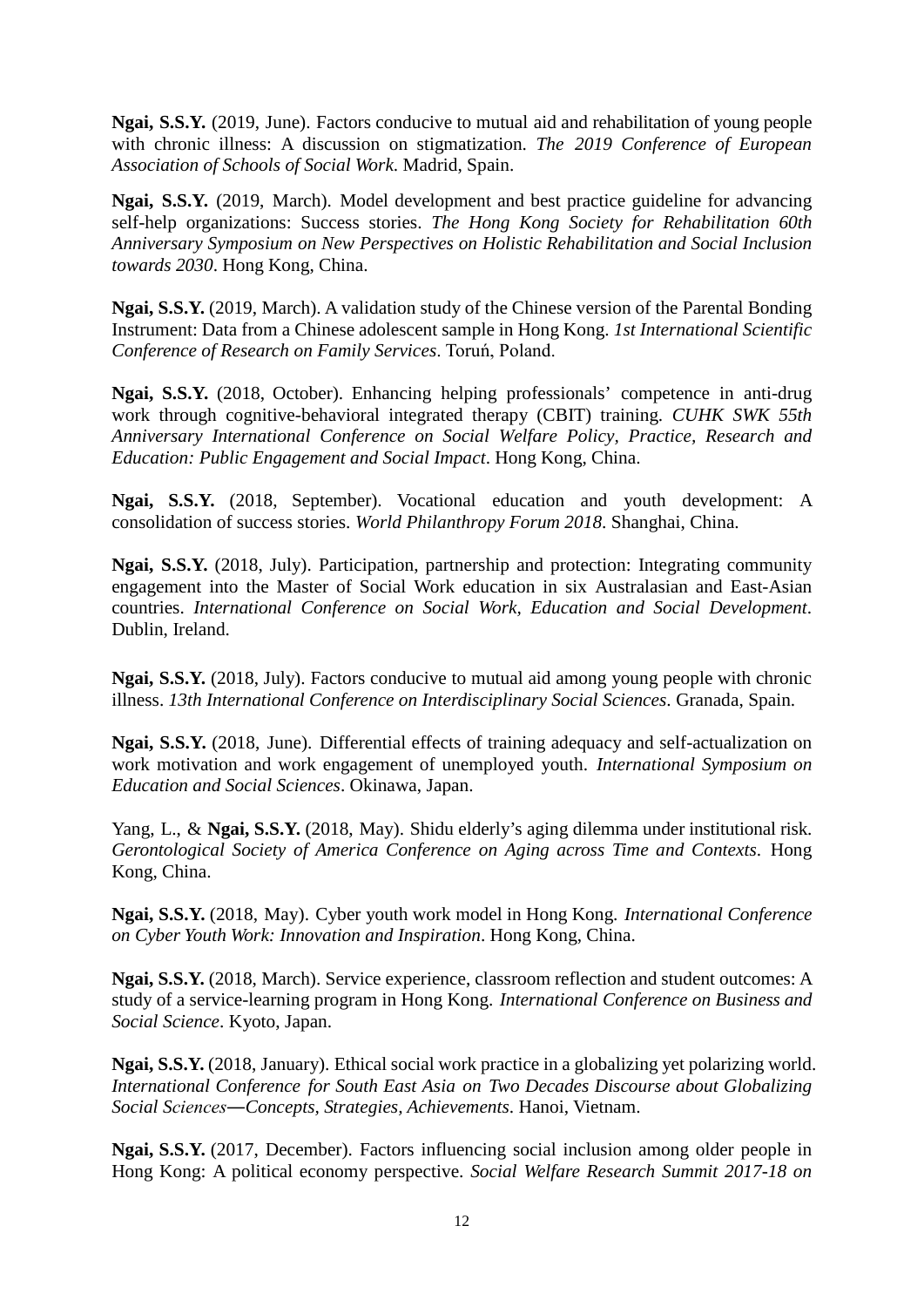**Ngai, S.S.Y.** (2019, June). Factors conducive to mutual aid and rehabilitation of young people with chronic illness: A discussion on stigmatization. *The 2019 Conference of European Association of Schools of Social Work*. Madrid, Spain.

**Ngai, S.S.Y.** (2019, March). Model development and best practice guideline for advancing self-help organizations: Success stories. *The Hong Kong Society for Rehabilitation 60th Anniversary Symposium on New Perspectives on Holistic Rehabilitation and Social Inclusion towards 2030*. Hong Kong, China.

**Ngai, S.S.Y.** (2019, March). A validation study of the Chinese version of the Parental Bonding Instrument: Data from a Chinese adolescent sample in Hong Kong. *1st International Scientific Conference of Research on Family Services*. Toruń, Poland.

**Ngai, S.S.Y.** (2018, October). Enhancing helping professionals' competence in anti-drug work through cognitive-behavioral integrated therapy (CBIT) training. *CUHK SWK 55th Anniversary International Conference on Social Welfare Policy, Practice, Research and Education: Public Engagement and Social Impact*. Hong Kong, China.

**Ngai, S.S.Y.** (2018, September). Vocational education and youth development: A consolidation of success stories. *World Philanthropy Forum 2018*. Shanghai, China.

**Ngai, S.S.Y.** (2018, July). Participation, partnership and protection: Integrating community engagement into the Master of Social Work education in six Australasian and East-Asian countries. *International Conference on Social Work, Education and Social Development*. Dublin, Ireland.

**Ngai, S.S.Y.** (2018, July). Factors conducive to mutual aid among young people with chronic illness. *13th International Conference on Interdisciplinary Social Sciences*. Granada, Spain.

**Ngai, S.S.Y.** (2018, June). Differential effects of training adequacy and self-actualization on work motivation and work engagement of unemployed youth. *International Symposium on Education and Social Sciences*. Okinawa, Japan.

Yang, L., & **Ngai, S.S.Y.** (2018, May). Shidu elderly's aging dilemma under institutional risk. *Gerontological Society of America Conference on Aging across Time and Contexts*. Hong Kong, China.

**Ngai, S.S.Y.** (2018, May). Cyber youth work model in Hong Kong. *International Conference on Cyber Youth Work: Innovation and Inspiration*. Hong Kong, China.

**Ngai, S.S.Y.** (2018, March). Service experience, classroom reflection and student outcomes: A study of a service-learning program in Hong Kong. *International Conference on Business and Social Science*. Kyoto, Japan.

**Ngai, S.S.Y.** (2018, January). Ethical social work practice in a globalizing yet polarizing world. *International Conference for South East Asia on Two Decades Discourse about Globalizing Social Sciences—Concepts, Strategies, Achievements*. Hanoi, Vietnam.

**Ngai, S.S.Y.** (2017, December). Factors influencing social inclusion among older people in Hong Kong: A political economy perspective. *Social Welfare Research Summit 2017-18 on*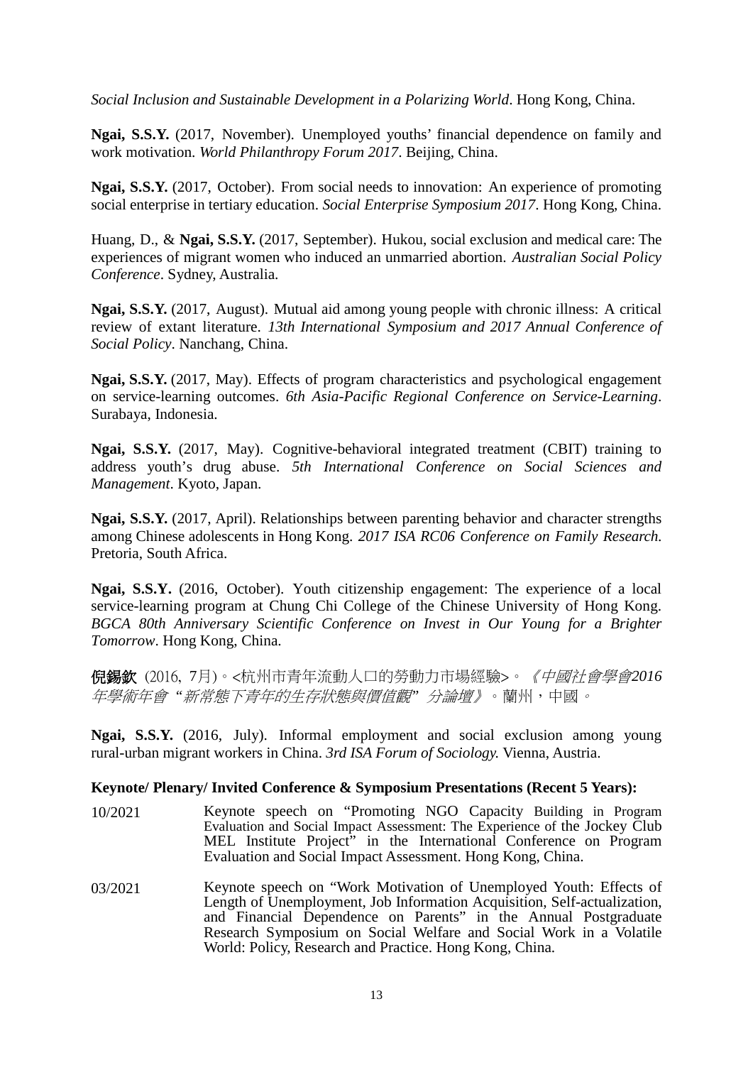*Social Inclusion and Sustainable Development in a Polarizing World*. Hong Kong, China.

**Ngai, S.S.Y.** (2017, November). Unemployed youths' financial dependence on family and work motivation. *World Philanthropy Forum 2017*. Beijing, China.

**Ngai, S.S.Y.** (2017, October). From social needs to innovation: An experience of promoting social enterprise in tertiary education. *Social Enterprise Symposium 2017*. Hong Kong, China.

Huang, D., & **Ngai, S.S.Y.** (2017, September). Hukou, social exclusion and medical care: The experiences of migrant women who induced an unmarried abortion. *Australian Social Policy Conference*. Sydney, Australia.

**Ngai, S.S.Y.** (2017, August). Mutual aid among young people with chronic illness: A critical review of extant literature. *13th International Symposium and 2017 Annual Conference of Social Policy*. Nanchang, China.

**Ngai, S.S.Y.** (2017, May). Effects of program characteristics and psychological engagement on service-learning outcomes. *6th Asia-Pacific Regional Conference on Service-Learning*. Surabaya, Indonesia.

**Ngai, S.S.Y.** (2017, May). Cognitive-behavioral integrated treatment (CBIT) training to address youth's drug abuse. *5th International Conference on Social Sciences and Management*. Kyoto, Japan.

**Ngai, S.S.Y.** (2017, April). Relationships between parenting behavior and character strengths among Chinese adolescents in Hong Kong. *2017 ISA RC06 Conference on Family Research.* Pretoria, South Africa.

**Ngai, S.S.Y.** (2016, October). Youth citizenship engagement: The experience of a local service-learning program at Chung Chi College of the Chinese University of Hong Kong. *BGCA 80th Anniversary Scientific Conference on Invest in Our Young for a Brighter Tomorrow*. Hong Kong, China.

**倪錫欽** (2016, 7月)。<杭州市青年流動人口的勞動力市場經驗>。*《中國社會學會2016年學術年會"新常態下青年的生存狀態與價值觀"分論壇》*。蘭州，中國。

**Ngai, S.S.Y.** (2016, July). Informal employment and social exclusion among young rural-urban migrant workers in China. *3rd ISA Forum of Sociology.* Vienna, Austria.

**Keynote/ Plenary/ Invited Conference & Symposium Presentations (Recent 5 Years):**

10/2021 Keynote speech on "Promoting NGO Capacity Building in Program Evaluation and Social Impact Assessment: The Experience of the Jockey Club MEL Institute Project" in the International Conference on Program Evaluation and Social Impact Assessment. Hong Kong, China.

03/2021 Keynote speech on "Work Motivation of Unemployed Youth: Effects of Length of Unemployment, Job Information Acquisition, Self-actualization, and Financial Dependence on Parents" in the Annual Postgraduate Research Symposium on Social Welfare and Social Work in a Volatile World: Policy, Research and Practice. Hong Kong, China.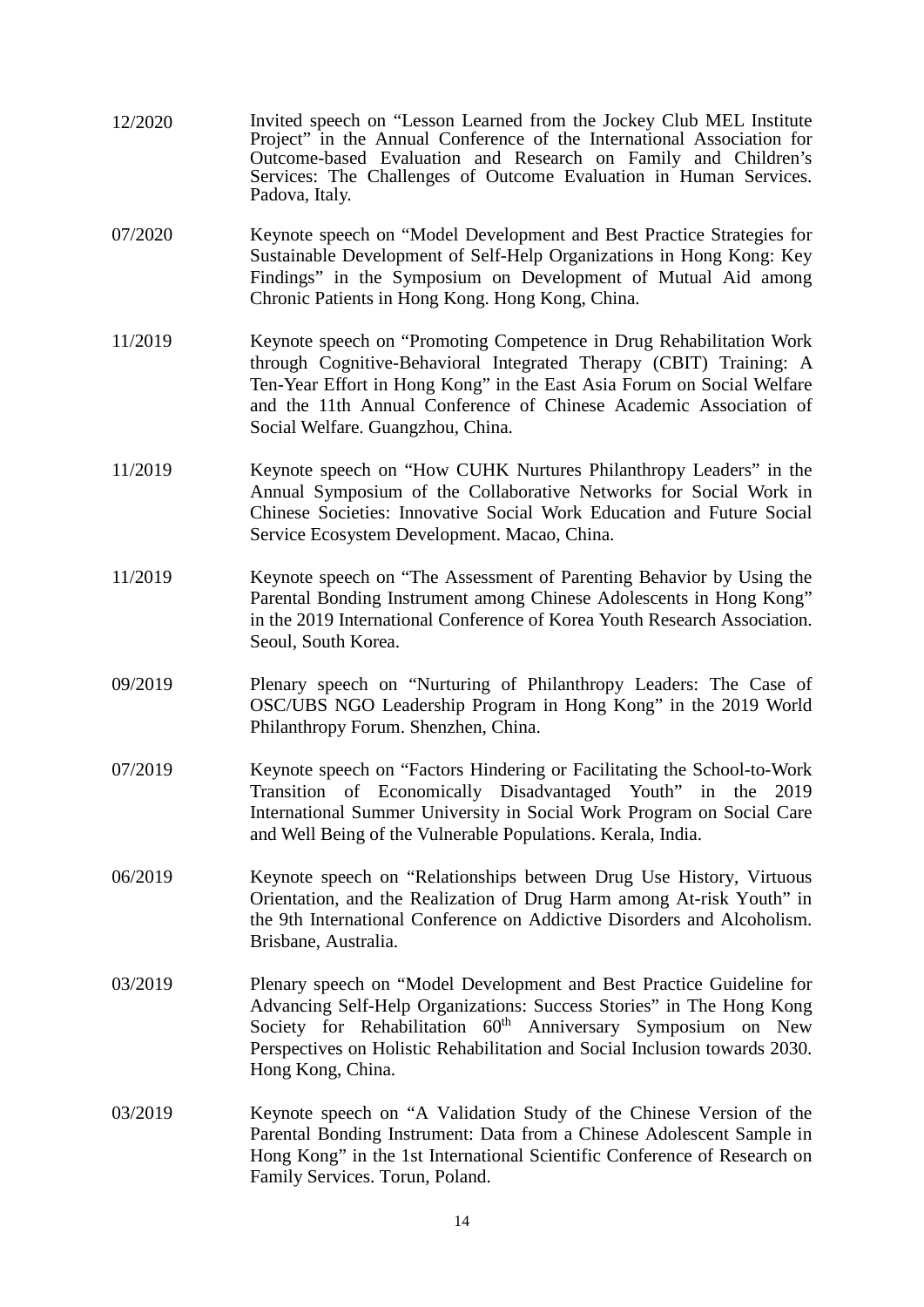| | |
|---|---|
| 12/2020 | Invited speech on "Lesson Learned from the Jockey Club MEL Institute Project" in the Annual Conference of the International Association for Outcome-based Evaluation and Research on Family and Children's Services: The Challenges of Outcome Evaluation in Human Services. Padova, Italy. |
| 07/2020 | Keynote speech on "Model Development and Best Practice Strategies for Sustainable Development of Self-Help Organizations in Hong Kong: Key Findings" in the Symposium on Development of Mutual Aid among Chronic Patients in Hong Kong. Hong Kong, China. |
| 11/2019 | Keynote speech on "Promoting Competence in Drug Rehabilitation Work through Cognitive-Behavioral Integrated Therapy (CBIT) Training: A Ten-Year Effort in Hong Kong" in the East Asia Forum on Social Welfare and the 11th Annual Conference of Chinese Academic Association of Social Welfare. Guangzhou, China. |
| 11/2019 | Keynote speech on "How CUHK Nurtures Philanthropy Leaders" in the Annual Symposium of the Collaborative Networks for Social Work in Chinese Societies: Innovative Social Work Education and Future Social Service Ecosystem Development. Macao, China. |
| 11/2019 | Keynote speech on "The Assessment of Parenting Behavior by Using the Parental Bonding Instrument among Chinese Adolescents in Hong Kong" in the 2019 International Conference of Korea Youth Research Association. Seoul, South Korea. |
| 09/2019 | Plenary speech on "Nurturing of Philanthropy Leaders: The Case of OSC/UBS NGO Leadership Program in Hong Kong" in the 2019 World Philanthropy Forum. Shenzhen, China. |
| 07/2019 | Keynote speech on "Factors Hindering or Facilitating the School-to-Work Transition of Economically Disadvantaged Youth" in the 2019 International Summer University in Social Work Program on Social Care and Well Being of the Vulnerable Populations. Kerala, India. |
| 06/2019 | Keynote speech on "Relationships between Drug Use History, Virtuous Orientation, and the Realization of Drug Harm among At-risk Youth" in the 9th International Conference on Addictive Disorders and Alcoholism. Brisbane, Australia. |
| 03/2019 | Plenary speech on "Model Development and Best Practice Guideline for Advancing Self-Help Organizations: Success Stories" in The Hong Kong Society for Rehabilitation 60th Anniversary Symposium on New Perspectives on Holistic Rehabilitation and Social Inclusion towards 2030. Hong Kong, China. |
| 03/2019 | Keynote speech on "A Validation Study of the Chinese Version of the Parental Bonding Instrument: Data from a Chinese Adolescent Sample in Hong Kong" in the 1st International Scientific Conference of Research on Family Services. Torun, Poland. |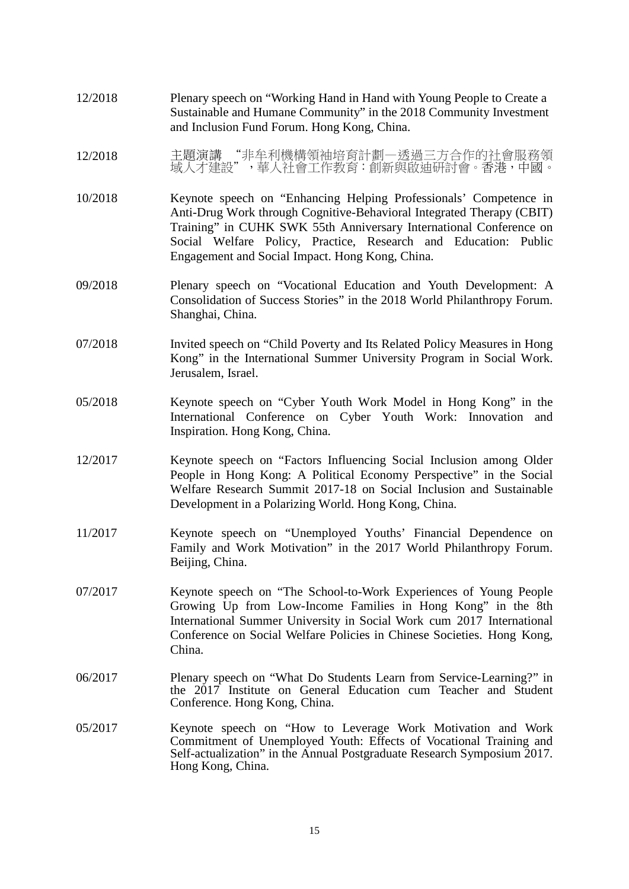12/2018 Plenary speech on "Working Hand in Hand with Young People to Create a Sustainable and Humane Community" in the 2018 Community Investment and Inclusion Fund Forum. Hong Kong, China.

12/2018 主題演講 "非牟利機構領袖培育計劃—透過三方合作的社會服務領域人才建設"，華人社會工作教育：創新與啟迪研討會。香港，中國。

10/2018 Keynote speech on "Enhancing Helping Professionals' Competence in Anti-Drug Work through Cognitive-Behavioral Integrated Therapy (CBIT) Training" in CUHK SWK 55th Anniversary International Conference on Social Welfare Policy, Practice, Research and Education: Public Engagement and Social Impact. Hong Kong, China.

09/2018 Plenary speech on "Vocational Education and Youth Development: A Consolidation of Success Stories" in the 2018 World Philanthropy Forum. Shanghai, China.

07/2018 Invited speech on "Child Poverty and Its Related Policy Measures in Hong Kong" in the International Summer University Program in Social Work. Jerusalem, Israel.

05/2018 Keynote speech on "Cyber Youth Work Model in Hong Kong" in the International Conference on Cyber Youth Work: Innovation and Inspiration. Hong Kong, China.

12/2017 Keynote speech on "Factors Influencing Social Inclusion among Older People in Hong Kong: A Political Economy Perspective" in the Social Welfare Research Summit 2017-18 on Social Inclusion and Sustainable Development in a Polarizing World. Hong Kong, China.

11/2017 Keynote speech on "Unemployed Youths' Financial Dependence on Family and Work Motivation" in the 2017 World Philanthropy Forum. Beijing, China.

07/2017 Keynote speech on "The School-to-Work Experiences of Young People Growing Up from Low-Income Families in Hong Kong" in the 8th International Summer University in Social Work cum 2017 International Conference on Social Welfare Policies in Chinese Societies. Hong Kong, China.

06/2017 Plenary speech on "What Do Students Learn from Service-Learning?" in the 2017 Institute on General Education cum Teacher and Student Conference. Hong Kong, China.

05/2017 Keynote speech on "How to Leverage Work Motivation and Work Commitment of Unemployed Youth: Effects of Vocational Training and Self-actualization" in the Annual Postgraduate Research Symposium 2017. Hong Kong, China.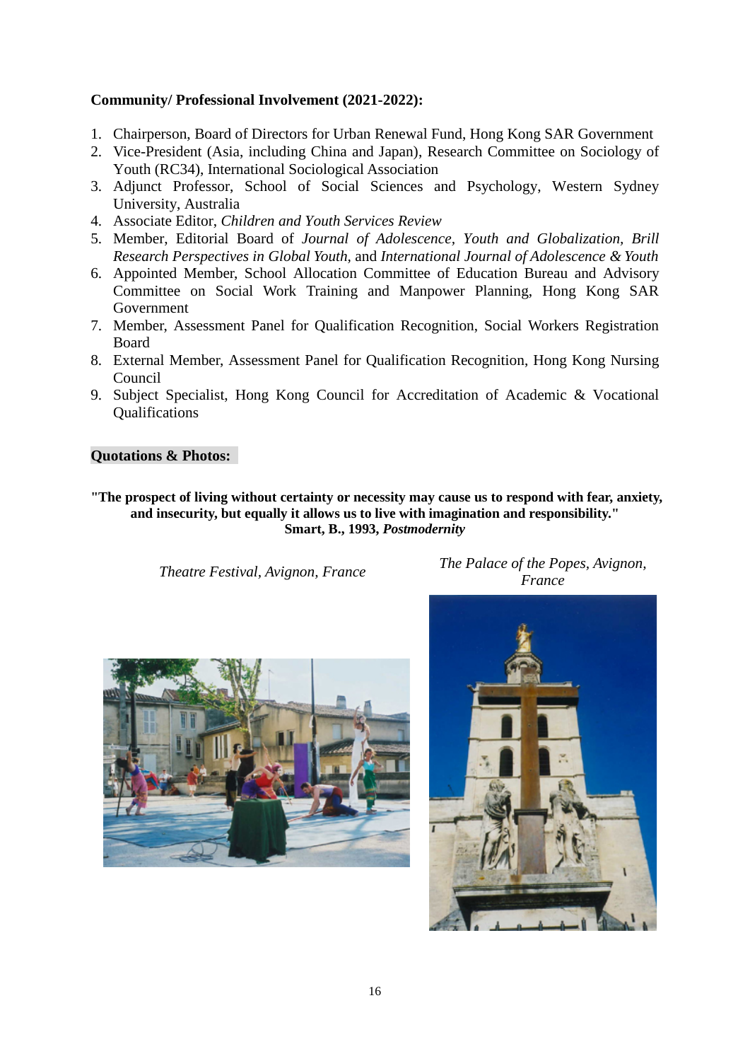**Community/ Professional Involvement (2021-2022):**

1. Chairperson, Board of Directors for Urban Renewal Fund, Hong Kong SAR Government
2. Vice-President (Asia, including China and Japan), Research Committee on Sociology of Youth (RC34), International Sociological Association
3. Adjunct Professor, School of Social Sciences and Psychology, Western Sydney University, Australia
4. Associate Editor, *Children and Youth Services Review*
5. Member, Editorial Board of *Journal of Adolescence, Youth and Globalization, Brill Research Perspectives in Global Youth,* and *International Journal of Adolescence & Youth*
6. Appointed Member, School Allocation Committee of Education Bureau and Advisory Committee on Social Work Training and Manpower Planning, Hong Kong SAR Government
7. Member, Assessment Panel for Qualification Recognition, Social Workers Registration Board
8. External Member, Assessment Panel for Qualification Recognition, Hong Kong Nursing Council
9. Subject Specialist, Hong Kong Council for Accreditation of Academic & Vocational Qualifications

**Quotations & Photos:**

**"The prospect of living without certainty or necessity may cause us to respond with fear, anxiety, and insecurity, but equally it allows us to live with imagination and responsibility."**
**Smart, B., 1993, *Postmodernity***

*Theatre Festival, Avignon, France*

*The Palace of the Popes, Avignon, France*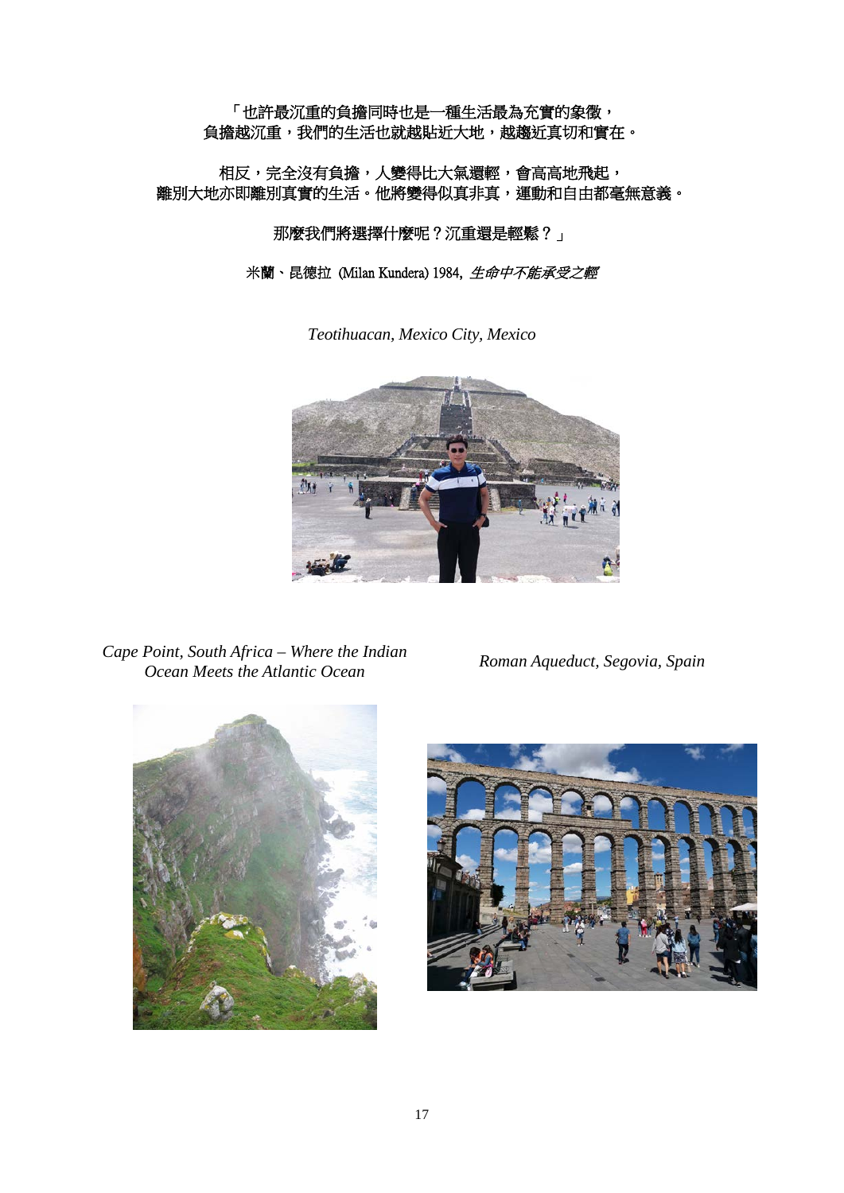「也許最沉重的負擔同時也是一種生活最為充實的象徵，
負擔越沉重，我們的生活也就越貼近大地，越趨近真切和實在。

相反，完全沒有負擔，人變得比大氣還輕，會高高地飛起，
離別大地亦即離別真實的生活。他將變得似真非真，運動和自由都毫無意義。

那麼我們將選擇什麼呢？沉重還是輕鬆？」

米蘭、昆德拉 (Milan Kundera) 1984, *生命中不能承受之輕*

*Teotihuacan, Mexico City, Mexico*

*Cape Point, South Africa – Where the Indian Ocean Meets the Atlantic Ocean*

*Roman Aqueduct, Segovia, Spain*